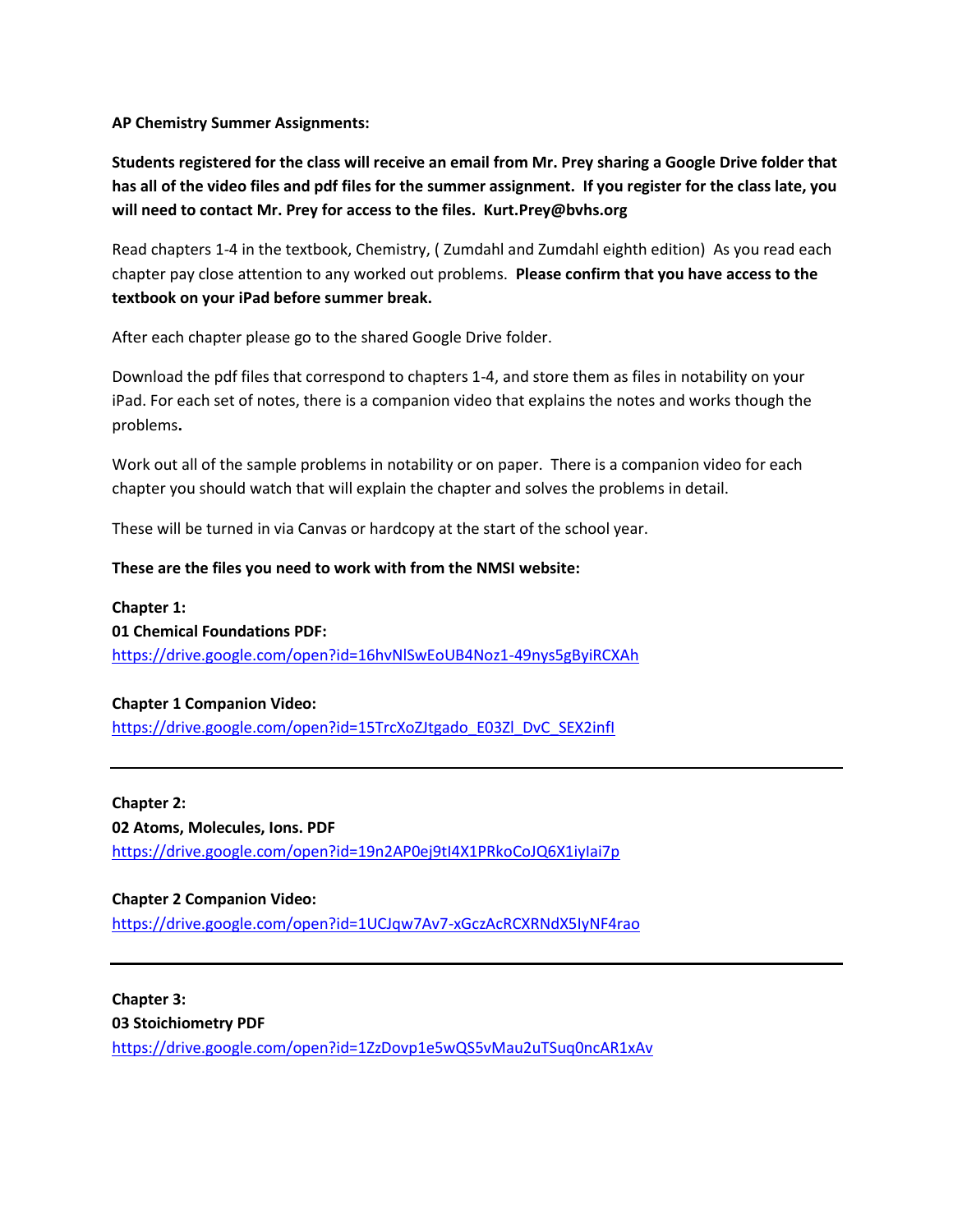**AP Chemistry Summer Assignments:**

**Students registered for the class will receive an email from Mr. Prey sharing a Google Drive folder that has all of the video files and pdf files for the summer assignment. If you register for the class late, you will need to contact Mr. Prey for access to the files. Kurt.Prey@bvhs.org**

Read chapters 1-4 in the textbook, Chemistry, ( Zumdahl and Zumdahl eighth edition) As you read each chapter pay close attention to any worked out problems. **Please confirm that you have access to the textbook on your iPad before summer break.**

After each chapter please go to the shared Google Drive folder.

Download the pdf files that correspond to chapters 1-4, and store them as files in notability on your iPad. For each set of notes, there is a companion video that explains the notes and works though the problems**.**

Work out all of the sample problems in notability or on paper. There is a companion video for each chapter you should watch that will explain the chapter and solves the problems in detail.

These will be turned in via Canvas or hardcopy at the start of the school year.

**These are the files you need to work with from the NMSI website:**

**Chapter 1:**
**01 Chemical Foundations PDF:**
https://drive.google.com/open?id=16hvNlSwEoUB4Noz1-49nys5gByiRCXAh

**Chapter 1 Companion Video:**
https://drive.google.com/open?id=15TrcXoZJtgado_E03Zl_DvC_SEX2infl

---

**Chapter 2:**
**02 Atoms, Molecules, Ions. PDF**
https://drive.google.com/open?id=19n2AP0ej9tI4X1PRkoCoJQ6X1iylai7p

**Chapter 2 Companion Video:**
https://drive.google.com/open?id=1UCJqw7Av7-xGczAcRCXRNdX5IyNF4rao

---

**Chapter 3:**
**03 Stoichiometry PDF**
https://drive.google.com/open?id=1ZzDovp1e5wQS5vMau2uTSuq0ncAR1xAv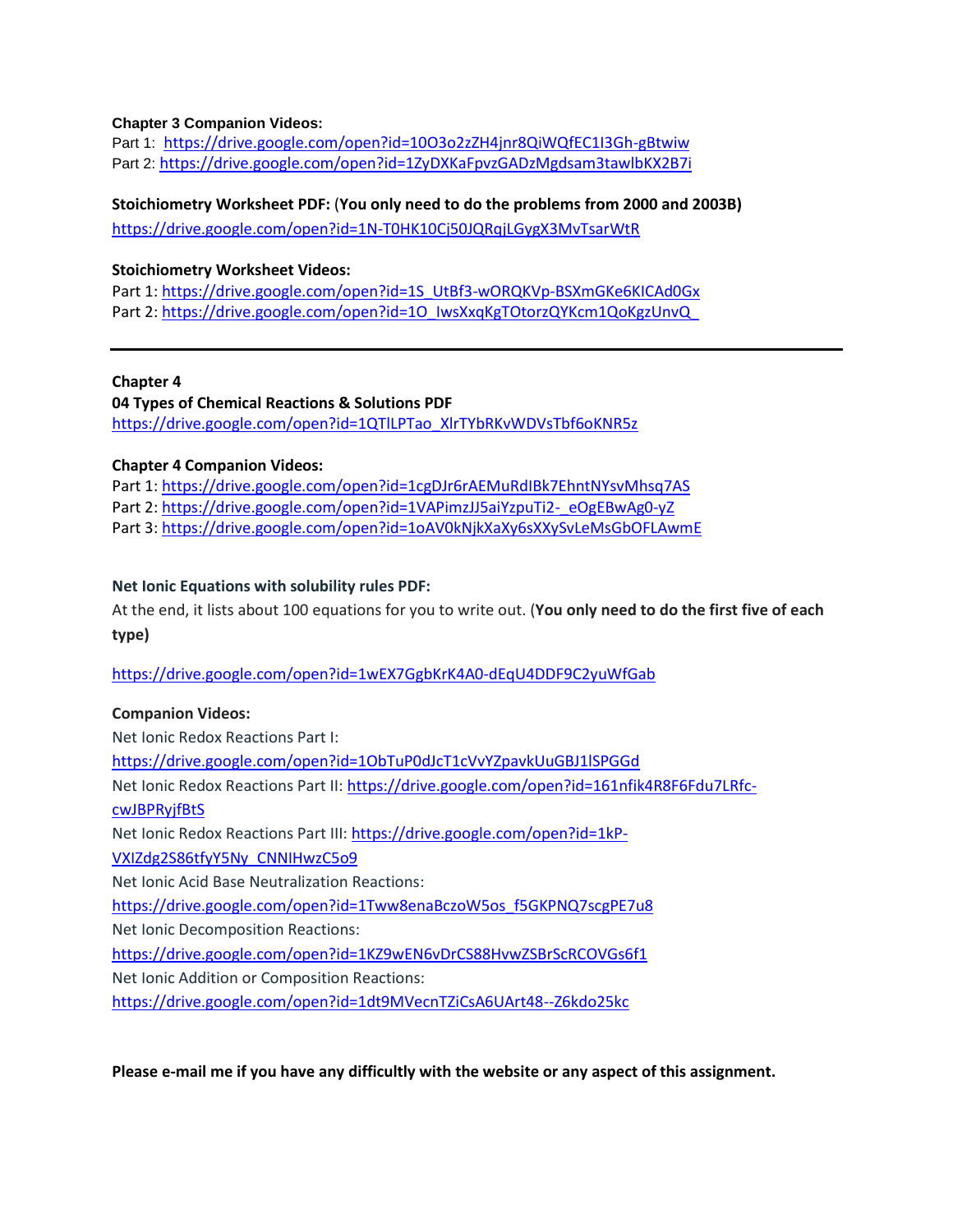**Chapter 3 Companion Videos:**

Part 1: https://drive.google.com/open?id=10O3o2zZH4jnr8QiWQfEC1I3Gh-gBtwiw

Part 2: https://drive.google.com/open?id=1ZyDXKaFpvzGADzMgdsam3tawlbKX2B7i

**Stoichiometry Worksheet PDF:** (**You only need to do the problems from 2000 and 2003B)**

https://drive.google.com/open?id=1N-T0HK10Cj50JQRqjLGygX3MvTsarWtR

**Stoichiometry Worksheet Videos:**

Part 1: https://drive.google.com/open?id=1S_UtBf3-wORQKVp-BSXmGKe6KICAd0Gx

Part 2: https://drive.google.com/open?id=1O_IwsXxqKgTOtorzQYKcm1QoKgzUnvQ_

---

**Chapter 4**

**04 Types of Chemical Reactions & Solutions PDF**

https://drive.google.com/open?id=1QTlLPTao_XlrTYbRKvWDVsTbf6oKNR5z

**Chapter 4 Companion Videos:**

Part 1: https://drive.google.com/open?id=1cgDJr6rAEMuRdIBk7EhntNYsvMhsq7AS

Part 2: https://drive.google.com/open?id=1VAPimzJJ5aiYzpuTi2-_eOgEBwAg0-yZ

Part 3: https://drive.google.com/open?id=1oAV0kNjkXaXy6sXXySvLeMsGbOFLAwmE

**Net Ionic Equations with solubility rules PDF:**

At the end, it lists about 100 equations for you to write out. (**You only need to do the first five of each type)**

https://drive.google.com/open?id=1wEX7GgbKrK4A0-dEqU4DDF9C2yuWfGab

**Companion Videos:**

Net Ionic Redox Reactions Part I:
https://drive.google.com/open?id=1ObTuP0dJcT1cVvYZpavkUuGBJ1lSPGGd

Net Ionic Redox Reactions Part II: https://drive.google.com/open?id=161nfik4R8F6Fdu7LRfc-cwJBPRyjfBtS

Net Ionic Redox Reactions Part III: https://drive.google.com/open?id=1kP-VXIZdg2S86tfyY5Ny_CNNIHwzC5o9

Net Ionic Acid Base Neutralization Reactions:
https://drive.google.com/open?id=1Tww8enaBczoW5os_f5GKPNQ7scgPE7u8

Net Ionic Decomposition Reactions:
https://drive.google.com/open?id=1KZ9wEN6vDrCS88HvwZSBrScRCOVGs6f1

Net Ionic Addition or Composition Reactions:
https://drive.google.com/open?id=1dt9MVecnTZiCsA6UArt48--Z6kdo25kc

**Please e-mail me if you have any difficultly with the website or any aspect of this assignment.**